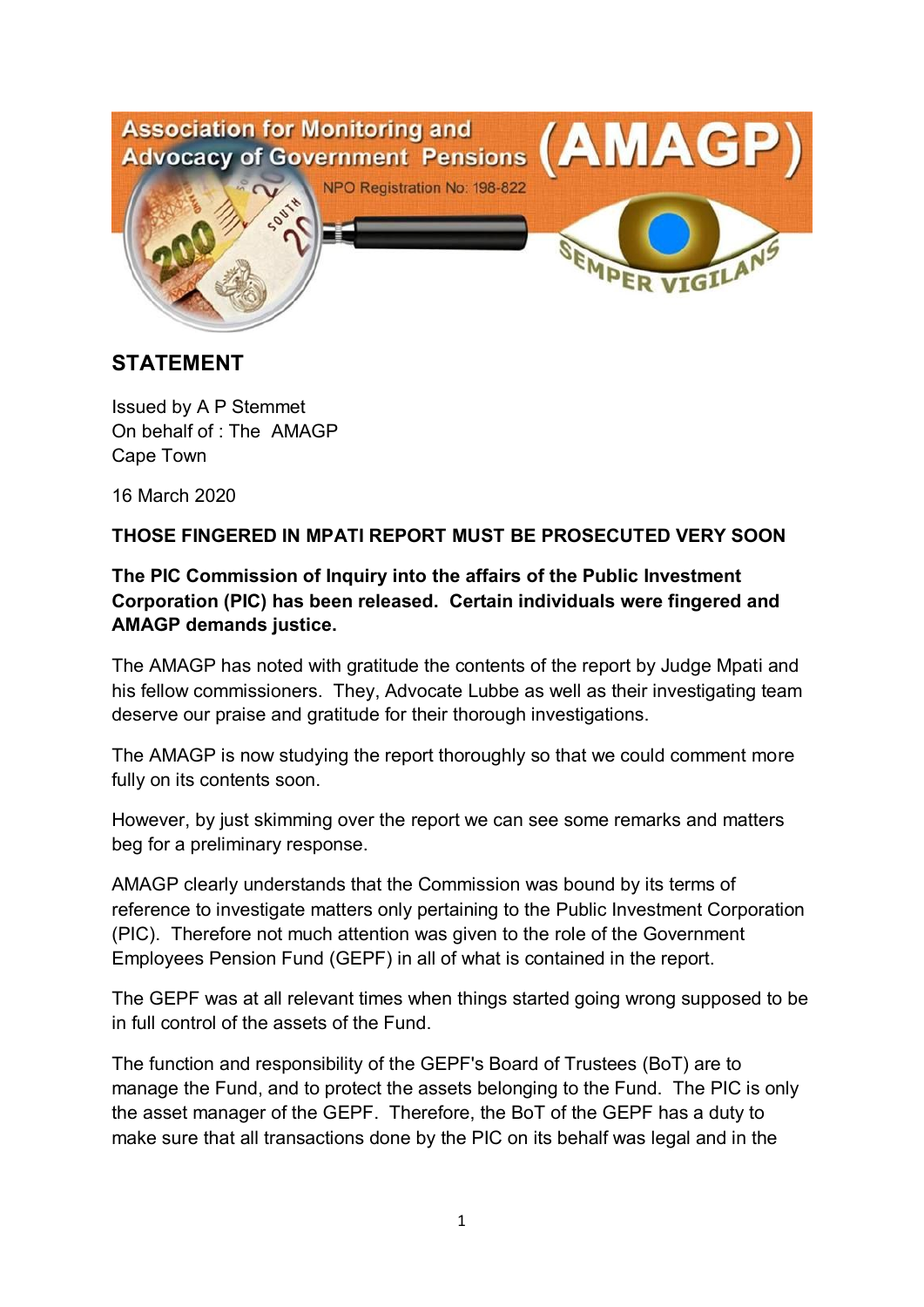Association for Monitoring and Advocacy of Government Pensions (AMAGP)

NPO Registration No: 198-822

SEMPER VIGILANS

## STATEMENT

Issued by A P Stemmet
On behalf of : The AMAGP
Cape Town

16 March 2020

**THOSE FINGERED IN MPATI REPORT MUST BE PROSECUTED VERY SOON**

**The PIC Commission of Inquiry into the affairs of the Public Investment Corporation (PIC) has been released. Certain individuals were fingered and AMAGP demands justice.**

The AMAGP has noted with gratitude the contents of the report by Judge Mpati and his fellow commissioners. They, Advocate Lubbe as well as their investigating team deserve our praise and gratitude for their thorough investigations.

The AMAGP is now studying the report thoroughly so that we could comment more fully on its contents soon.

However, by just skimming over the report we can see some remarks and matters beg for a preliminary response.

AMAGP clearly understands that the Commission was bound by its terms of reference to investigate matters only pertaining to the Public Investment Corporation (PIC). Therefore not much attention was given to the role of the Government Employees Pension Fund (GEPF) in all of what is contained in the report.

The GEPF was at all relevant times when things started going wrong supposed to be in full control of the assets of the Fund.

The function and responsibility of the GEPF's Board of Trustees (BoT) are to manage the Fund, and to protect the assets belonging to the Fund. The PIC is only the asset manager of the GEPF. Therefore, the BoT of the GEPF has a duty to make sure that all transactions done by the PIC on its behalf was legal and in the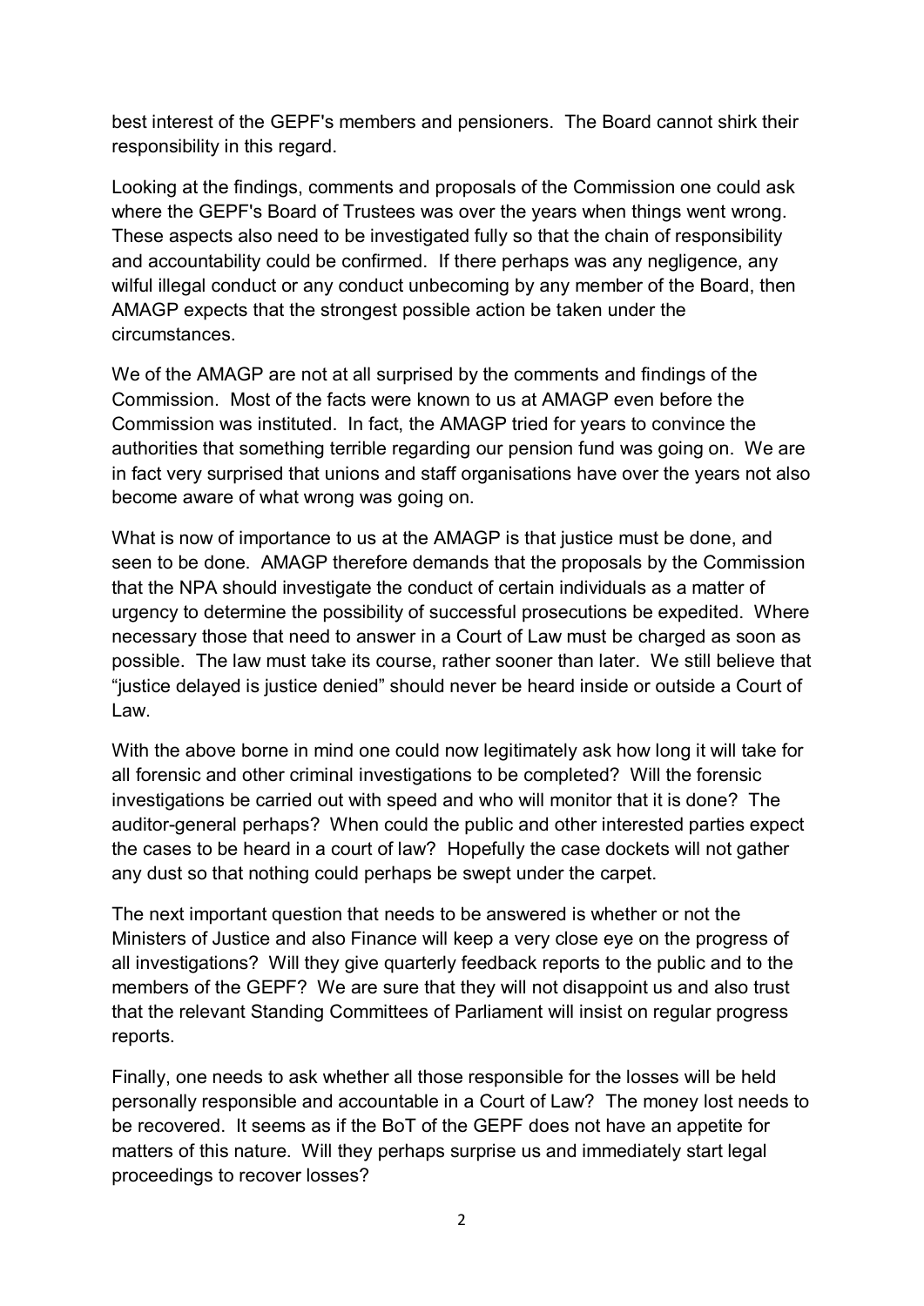best interest of the GEPF's members and pensioners. The Board cannot shirk their responsibility in this regard.

Looking at the findings, comments and proposals of the Commission one could ask where the GEPF's Board of Trustees was over the years when things went wrong. These aspects also need to be investigated fully so that the chain of responsibility and accountability could be confirmed. If there perhaps was any negligence, any wilful illegal conduct or any conduct unbecoming by any member of the Board, then AMAGP expects that the strongest possible action be taken under the circumstances.

We of the AMAGP are not at all surprised by the comments and findings of the Commission. Most of the facts were known to us at AMAGP even before the Commission was instituted. In fact, the AMAGP tried for years to convince the authorities that something terrible regarding our pension fund was going on. We are in fact very surprised that unions and staff organisations have over the years not also become aware of what wrong was going on.

What is now of importance to us at the AMAGP is that justice must be done, and seen to be done. AMAGP therefore demands that the proposals by the Commission that the NPA should investigate the conduct of certain individuals as a matter of urgency to determine the possibility of successful prosecutions be expedited. Where necessary those that need to answer in a Court of Law must be charged as soon as possible. The law must take its course, rather sooner than later. We still believe that "justice delayed is justice denied" should never be heard inside or outside a Court of Law.

With the above borne in mind one could now legitimately ask how long it will take for all forensic and other criminal investigations to be completed? Will the forensic investigations be carried out with speed and who will monitor that it is done? The auditor-general perhaps? When could the public and other interested parties expect the cases to be heard in a court of law? Hopefully the case dockets will not gather any dust so that nothing could perhaps be swept under the carpet.

The next important question that needs to be answered is whether or not the Ministers of Justice and also Finance will keep a very close eye on the progress of all investigations? Will they give quarterly feedback reports to the public and to the members of the GEPF? We are sure that they will not disappoint us and also trust that the relevant Standing Committees of Parliament will insist on regular progress reports.

Finally, one needs to ask whether all those responsible for the losses will be held personally responsible and accountable in a Court of Law? The money lost needs to be recovered. It seems as if the BoT of the GEPF does not have an appetite for matters of this nature. Will they perhaps surprise us and immediately start legal proceedings to recover losses?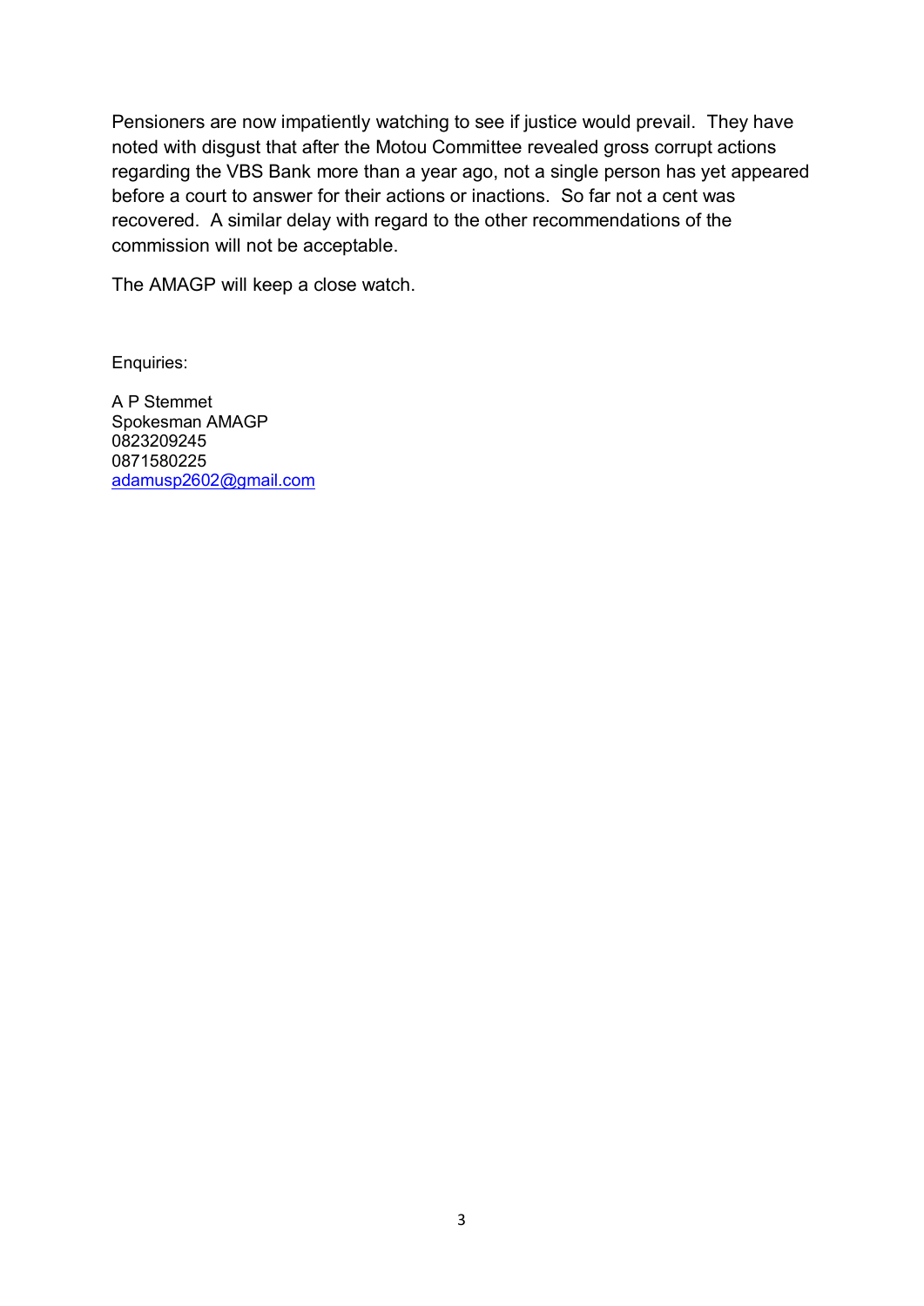Pensioners are now impatiently watching to see if justice would prevail. They have noted with disgust that after the Motou Committee revealed gross corrupt actions regarding the VBS Bank more than a year ago, not a single person has yet appeared before a court to answer for their actions or inactions. So far not a cent was recovered. A similar delay with regard to the other recommendations of the commission will not be acceptable.

The AMAGP will keep a close watch.

Enquiries:

A P Stemmet  
Spokesman AMAGP  
0823209245  
0871580225  
adamusp2602@gmail.com